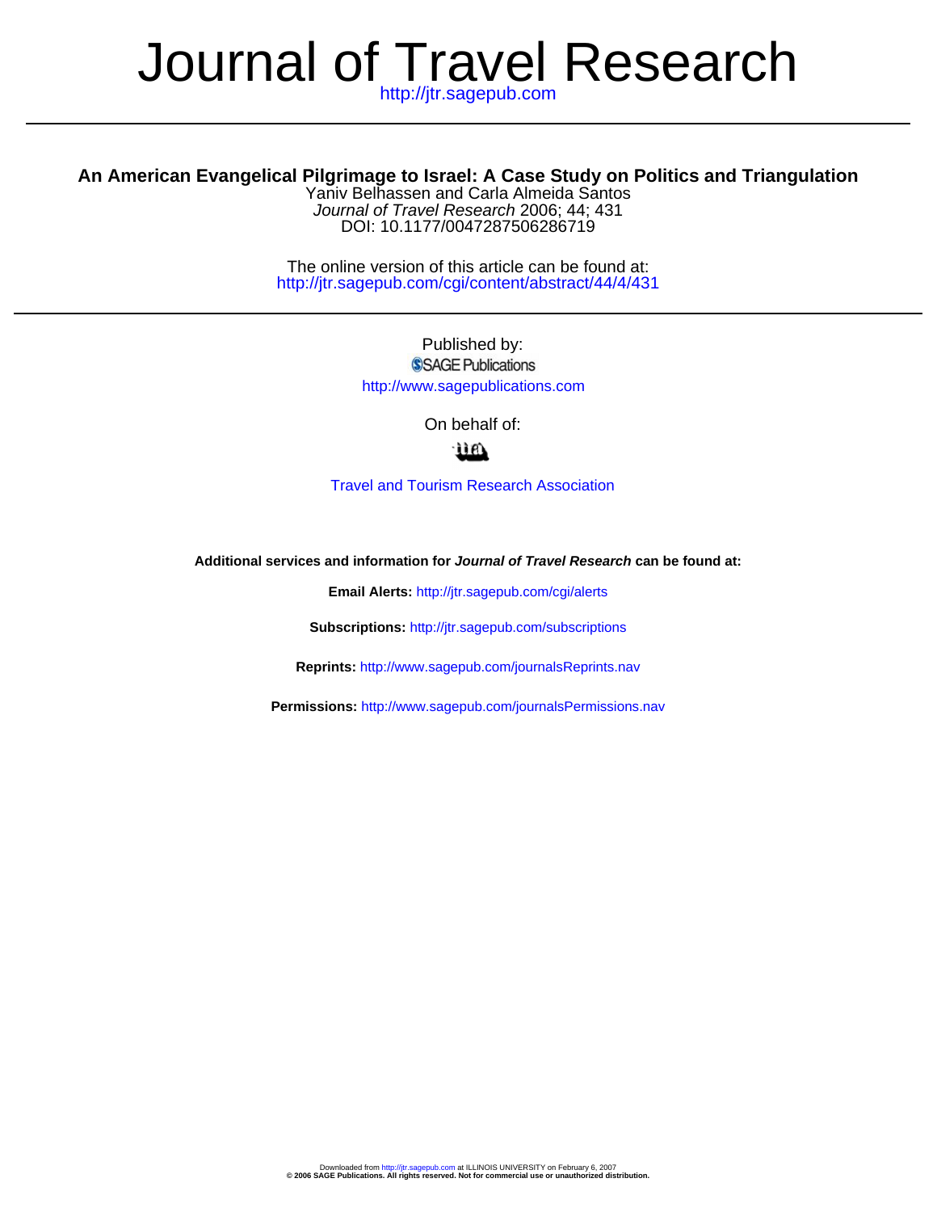# Journal of Travel Research

http://jtr.sagepub.com

---

## An American Evangelical Pilgrimage to Israel: A Case Study on Politics and Triangulation

Yaniv Belhassen and Carla Almeida Santos
*Journal of Travel Research* 2006; 44; 431
DOI: 10.1177/0047287506286719

The online version of this article can be found at:
http://jtr.sagepub.com/cgi/content/abstract/44/4/431

---

Published by:
SAGE Publications
http://www.sagepublications.com

On behalf of:

Travel and Tourism Research Association

**Additional services and information for *Journal of Travel Research* can be found at:**

**Email Alerts:** http://jtr.sagepub.com/cgi/alerts

**Subscriptions:** http://jtr.sagepub.com/subscriptions

**Reprints:** http://www.sagepub.com/journalsReprints.nav

**Permissions:** http://www.sagepub.com/journalsPermissions.nav

Downloaded from http://jtr.sagepub.com at ILLINOIS UNIVERSITY on February 6, 2007
**© 2006 SAGE Publications. All rights reserved. Not for commercial use or unauthorized distribution.**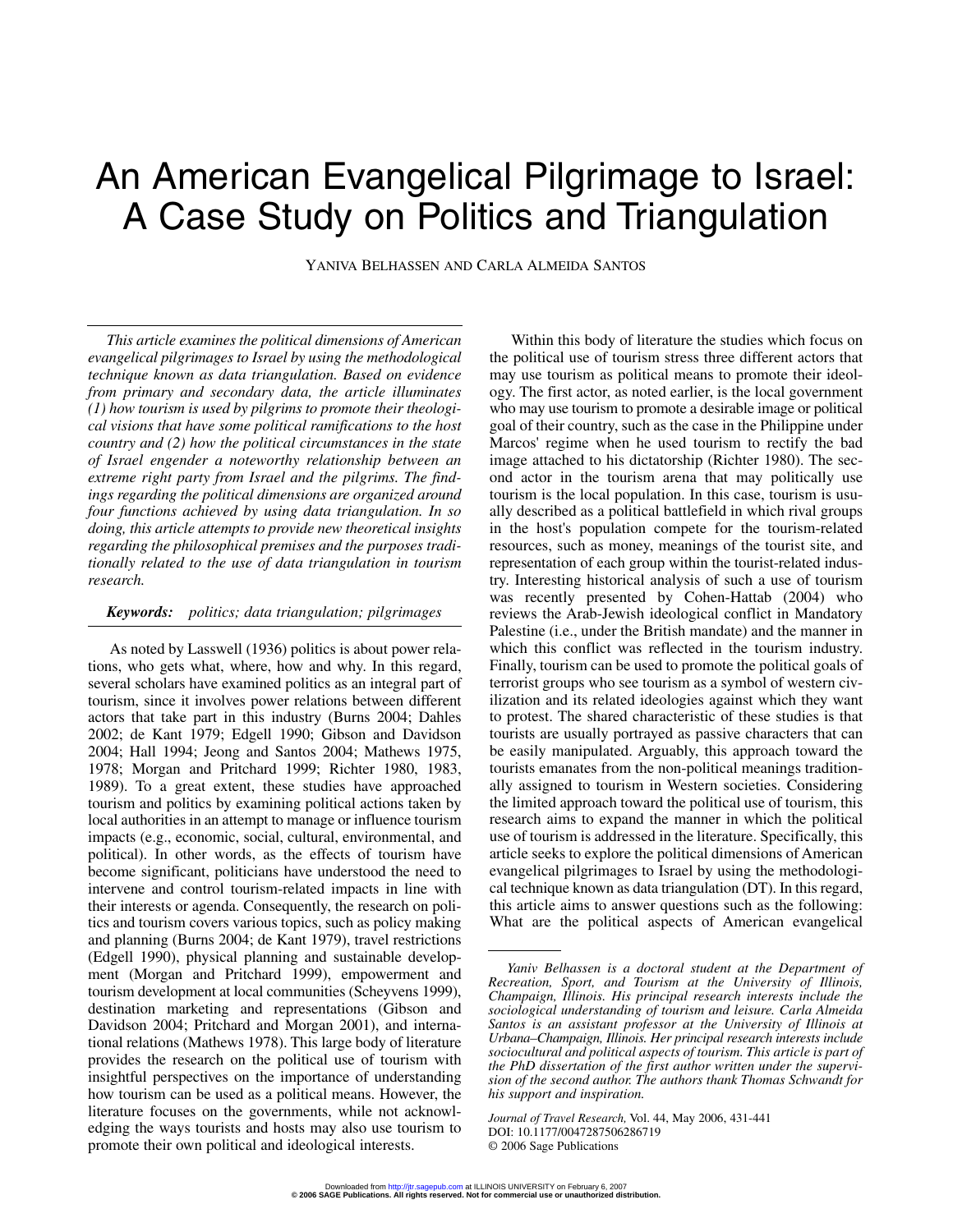# An American Evangelical Pilgrimage to Israel: A Case Study on Politics and Triangulation

YANIVA BELHASSEN AND CARLA ALMEIDA SANTOS

*This article examines the political dimensions of American evangelical pilgrimages to Israel by using the methodological technique known as data triangulation. Based on evidence from primary and secondary data, the article illuminates (1) how tourism is used by pilgrims to promote their theological visions that have some political ramifications to the host country and (2) how the political circumstances in the state of Israel engender a noteworthy relationship between an extreme right party from Israel and the pilgrims. The findings regarding the political dimensions are organized around four functions achieved by using data triangulation. In so doing, this article attempts to provide new theoretical insights regarding the philosophical premises and the purposes traditionally related to the use of data triangulation in tourism research.*

***Keywords:*** *politics; data triangulation; pilgrimages*

As noted by Lasswell (1936) politics is about power relations, who gets what, where, how and why. In this regard, several scholars have examined politics as an integral part of tourism, since it involves power relations between different actors that take part in this industry (Burns 2004; Dahles 2002; de Kant 1979; Edgell 1990; Gibson and Davidson 2004; Hall 1994; Jeong and Santos 2004; Mathews 1975, 1978; Morgan and Pritchard 1999; Richter 1980, 1983, 1989). To a great extent, these studies have approached tourism and politics by examining political actions taken by local authorities in an attempt to manage or influence tourism impacts (e.g., economic, social, cultural, environmental, and political). In other words, as the effects of tourism have become significant, politicians have understood the need to intervene and control tourism-related impacts in line with their interests or agenda. Consequently, the research on politics and tourism covers various topics, such as policy making and planning (Burns 2004; de Kant 1979), travel restrictions (Edgell 1990), physical planning and sustainable development (Morgan and Pritchard 1999), empowerment and tourism development at local communities (Scheyvens 1999), destination marketing and representations (Gibson and Davidson 2004; Pritchard and Morgan 2001), and international relations (Mathews 1978). This large body of literature provides the research on the political use of tourism with insightful perspectives on the importance of understanding how tourism can be used as a political means. However, the literature focuses on the governments, while not acknowledging the ways tourists and hosts may also use tourism to promote their own political and ideological interests.

Within this body of literature the studies which focus on the political use of tourism stress three different actors that may use tourism as political means to promote their ideology. The first actor, as noted earlier, is the local government who may use tourism to promote a desirable image or political goal of their country, such as the case in the Philippine under Marcos' regime when he used tourism to rectify the bad image attached to his dictatorship (Richter 1980). The second actor in the tourism arena that may politically use tourism is the local population. In this case, tourism is usually described as a political battlefield in which rival groups in the host's population compete for the tourism-related resources, such as money, meanings of the tourist site, and representation of each group within the tourist-related industry. Interesting historical analysis of such a use of tourism was recently presented by Cohen-Hattab (2004) who reviews the Arab-Jewish ideological conflict in Mandatory Palestine (i.e., under the British mandate) and the manner in which this conflict was reflected in the tourism industry. Finally, tourism can be used to promote the political goals of terrorist groups who see tourism as a symbol of western civilization and its related ideologies against which they want to protest. The shared characteristic of these studies is that tourists are usually portrayed as passive characters that can be easily manipulated. Arguably, this approach toward the tourists emanates from the non-political meanings traditionally assigned to tourism in Western societies. Considering the limited approach toward the political use of tourism, this research aims to expand the manner in which the political use of tourism is addressed in the literature. Specifically, this article seeks to explore the political dimensions of American evangelical pilgrimages to Israel by using the methodological technique known as data triangulation (DT). In this regard, this article aims to answer questions such as the following: What are the political aspects of American evangelical

---

*Yaniv Belhassen is a doctoral student at the Department of Recreation, Sport, and Tourism at the University of Illinois, Champaign, Illinois. His principal research interests include the sociological understanding of tourism and leisure. Carla Almeida Santos is an assistant professor at the University of Illinois at Urbana–Champaign, Illinois. Her principal research interests include sociocultural and political aspects of tourism. This article is part of the PhD dissertation of the first author written under the supervision of the second author. The authors thank Thomas Schwandt for his support and inspiration.*

*Journal of Travel Research,* Vol. 44, May 2006, 431-441
DOI: 10.1177/0047287506286719
© 2006 Sage Publications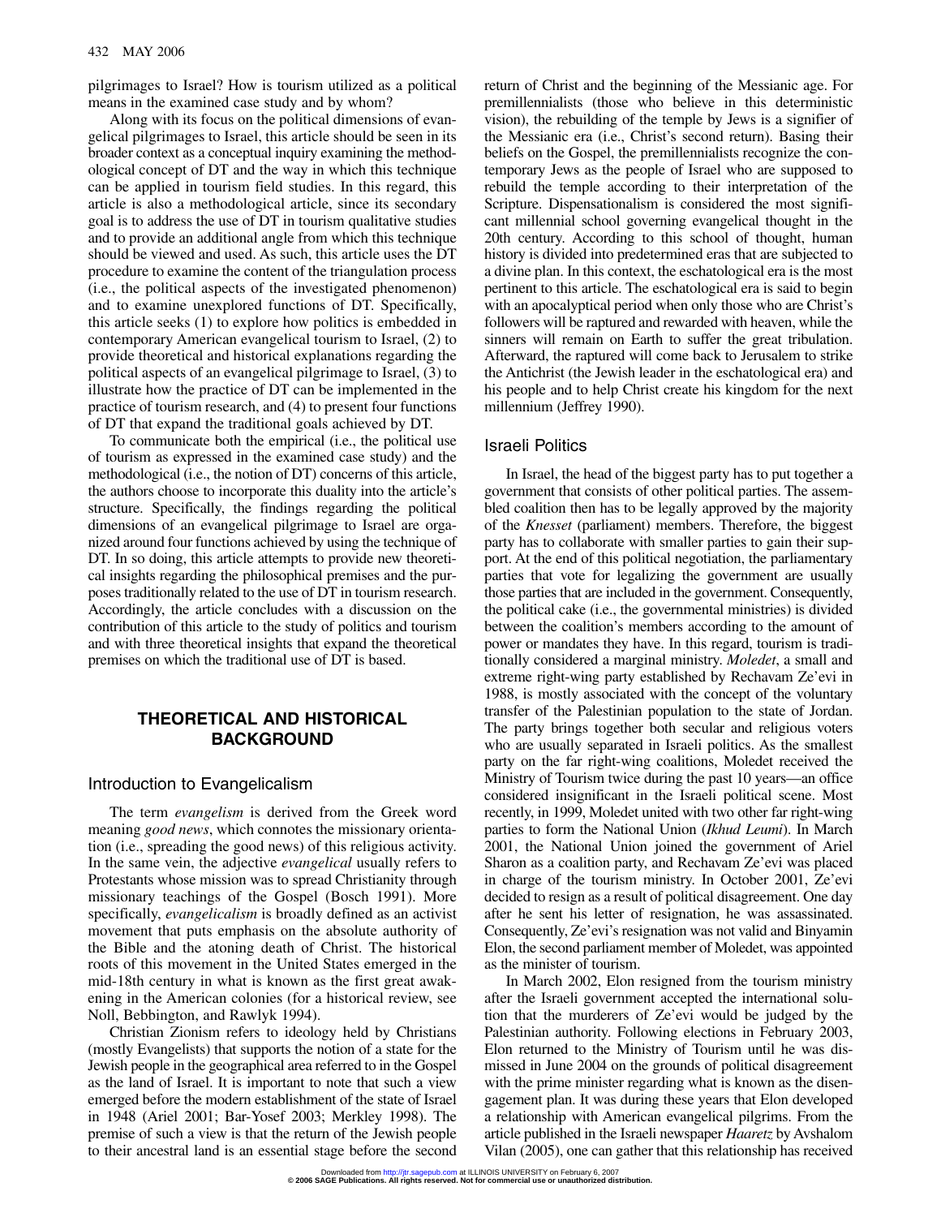pilgrimages to Israel? How is tourism utilized as a political means in the examined case study and by whom?

Along with its focus on the political dimensions of evangelical pilgrimages to Israel, this article should be seen in its broader context as a conceptual inquiry examining the methodological concept of DT and the way in which this technique can be applied in tourism field studies. In this regard, this article is also a methodological article, since its secondary goal is to address the use of DT in tourism qualitative studies and to provide an additional angle from which this technique should be viewed and used. As such, this article uses the DT procedure to examine the content of the triangulation process (i.e., the political aspects of the investigated phenomenon) and to examine unexplored functions of DT. Specifically, this article seeks (1) to explore how politics is embedded in contemporary American evangelical tourism to Israel, (2) to provide theoretical and historical explanations regarding the political aspects of an evangelical pilgrimage to Israel, (3) to illustrate how the practice of DT can be implemented in the practice of tourism research, and (4) to present four functions of DT that expand the traditional goals achieved by DT.

To communicate both the empirical (i.e., the political use of tourism as expressed in the examined case study) and the methodological (i.e., the notion of DT) concerns of this article, the authors choose to incorporate this duality into the article's structure. Specifically, the findings regarding the political dimensions of an evangelical pilgrimage to Israel are organized around four functions achieved by using the technique of DT. In so doing, this article attempts to provide new theoretical insights regarding the philosophical premises and the purposes traditionally related to the use of DT in tourism research. Accordingly, the article concludes with a discussion on the contribution of this article to the study of politics and tourism and with three theoretical insights that expand the theoretical premises on which the traditional use of DT is based.

## THEORETICAL AND HISTORICAL BACKGROUND

### Introduction to Evangelicalism

The term *evangelism* is derived from the Greek word meaning *good news*, which connotes the missionary orientation (i.e., spreading the good news) of this religious activity. In the same vein, the adjective *evangelical* usually refers to Protestants whose mission was to spread Christianity through missionary teachings of the Gospel (Bosch 1991). More specifically, *evangelicalism* is broadly defined as an activist movement that puts emphasis on the absolute authority of the Bible and the atoning death of Christ. The historical roots of this movement in the United States emerged in the mid-18th century in what is known as the first great awakening in the American colonies (for a historical review, see Noll, Bebbington, and Rawlyk 1994).

Christian Zionism refers to ideology held by Christians (mostly Evangelists) that supports the notion of a state for the Jewish people in the geographical area referred to in the Gospel as the land of Israel. It is important to note that such a view emerged before the modern establishment of the state of Israel in 1948 (Ariel 2001; Bar-Yosef 2003; Merkley 1998). The premise of such a view is that the return of the Jewish people to their ancestral land is an essential stage before the second return of Christ and the beginning of the Messianic age. For premillennialists (those who believe in this deterministic vision), the rebuilding of the temple by Jews is a signifier of the Messianic era (i.e., Christ's second return). Basing their beliefs on the Gospel, the premillennialists recognize the contemporary Jews as the people of Israel who are supposed to rebuild the temple according to their interpretation of the Scripture. Dispensationalism is considered the most significant millennial school governing evangelical thought in the 20th century. According to this school of thought, human history is divided into predetermined eras that are subjected to a divine plan. In this context, the eschatological era is the most pertinent to this article. The eschatological era is said to begin with an apocalyptical period when only those who are Christ's followers will be raptured and rewarded with heaven, while the sinners will remain on Earth to suffer the great tribulation. Afterward, the raptured will come back to Jerusalem to strike the Antichrist (the Jewish leader in the eschatological era) and his people and to help Christ create his kingdom for the next millennium (Jeffrey 1990).

### Israeli Politics

In Israel, the head of the biggest party has to put together a government that consists of other political parties. The assembled coalition then has to be legally approved by the majority of the *Knesset* (parliament) members. Therefore, the biggest party has to collaborate with smaller parties to gain their support. At the end of this political negotiation, the parliamentary parties that vote for legalizing the government are usually those parties that are included in the government. Consequently, the political cake (i.e., the governmental ministries) is divided between the coalition's members according to the amount of power or mandates they have. In this regard, tourism is traditionally considered a marginal ministry. *Moledet*, a small and extreme right-wing party established by Rechavam Ze'evi in 1988, is mostly associated with the concept of the voluntary transfer of the Palestinian population to the state of Jordan. The party brings together both secular and religious voters who are usually separated in Israeli politics. As the smallest party on the far right-wing coalitions, Moledet received the Ministry of Tourism twice during the past 10 years—an office considered insignificant in the Israeli political scene. Most recently, in 1999, Moledet united with two other far right-wing parties to form the National Union (*Ikhud Leumi*). In March 2001, the National Union joined the government of Ariel Sharon as a coalition party, and Rechavam Ze'evi was placed in charge of the tourism ministry. In October 2001, Ze'evi decided to resign as a result of political disagreement. One day after he sent his letter of resignation, he was assassinated. Consequently, Ze'evi's resignation was not valid and Binyamin Elon, the second parliament member of Moledet, was appointed as the minister of tourism.

In March 2002, Elon resigned from the tourism ministry after the Israeli government accepted the international solution that the murderers of Ze'evi would be judged by the Palestinian authority. Following elections in February 2003, Elon returned to the Ministry of Tourism until he was dismissed in June 2004 on the grounds of political disagreement with the prime minister regarding what is known as the disengagement plan. It was during these years that Elon developed a relationship with American evangelical pilgrims. From the article published in the Israeli newspaper *Haaretz* by Avshalom Vilan (2005), one can gather that this relationship has received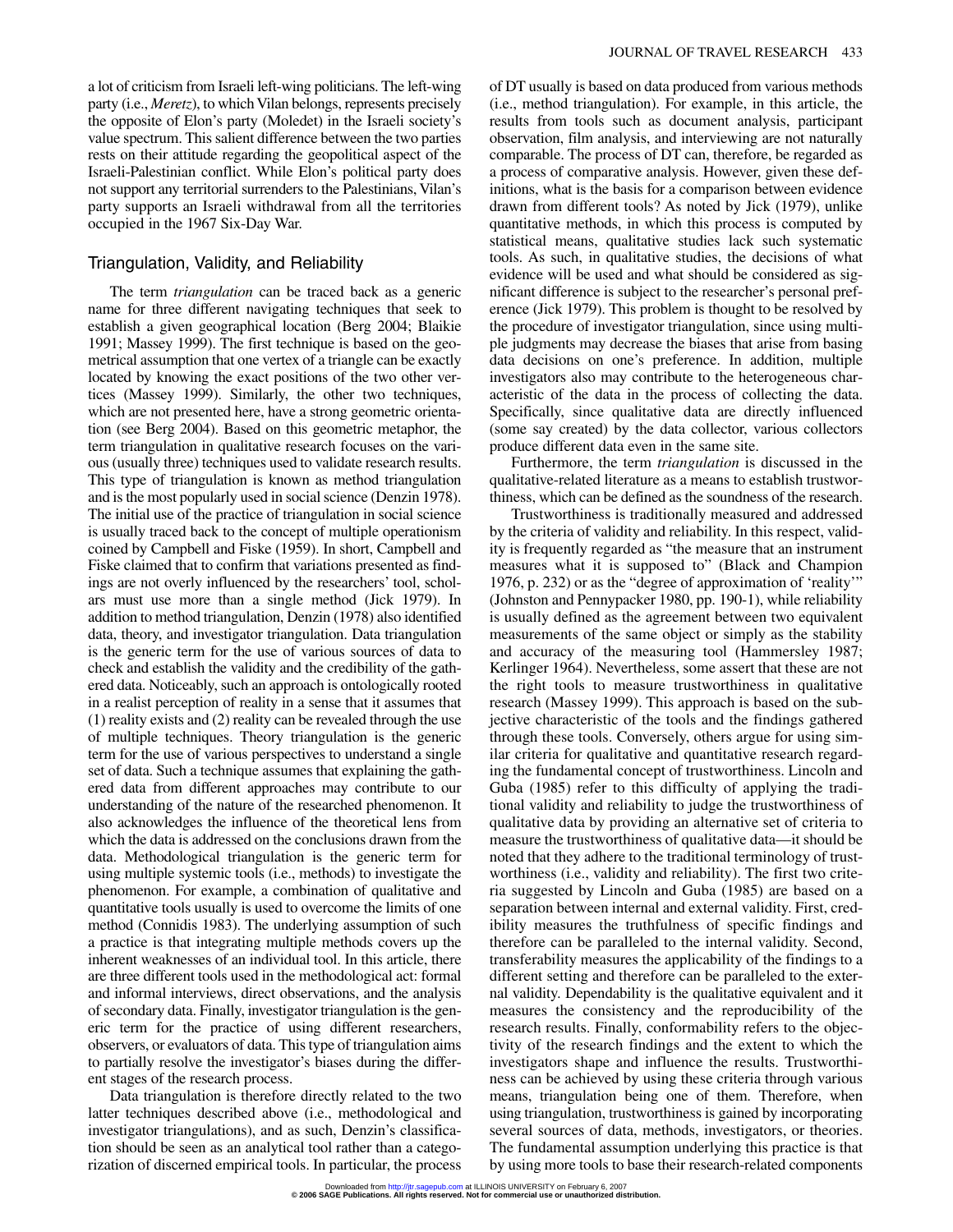a lot of criticism from Israeli left-wing politicians. The left-wing party (i.e., *Meretz*), to which Vilan belongs, represents precisely the opposite of Elon's party (Moledet) in the Israeli society's value spectrum. This salient difference between the two parties rests on their attitude regarding the geopolitical aspect of the Israeli-Palestinian conflict. While Elon's political party does not support any territorial surrenders to the Palestinians, Vilan's party supports an Israeli withdrawal from all the territories occupied in the 1967 Six-Day War.

## Triangulation, Validity, and Reliability

The term *triangulation* can be traced back as a generic name for three different navigating techniques that seek to establish a given geographical location (Berg 2004; Blaikie 1991; Massey 1999). The first technique is based on the geometrical assumption that one vertex of a triangle can be exactly located by knowing the exact positions of the two other vertices (Massey 1999). Similarly, the other two techniques, which are not presented here, have a strong geometric orientation (see Berg 2004). Based on this geometric metaphor, the term triangulation in qualitative research focuses on the various (usually three) techniques used to validate research results. This type of triangulation is known as method triangulation and is the most popularly used in social science (Denzin 1978). The initial use of the practice of triangulation in social science is usually traced back to the concept of multiple operationism coined by Campbell and Fiske (1959). In short, Campbell and Fiske claimed that to confirm that variations presented as findings are not overly influenced by the researchers' tool, scholars must use more than a single method (Jick 1979). In addition to method triangulation, Denzin (1978) also identified data, theory, and investigator triangulation. Data triangulation is the generic term for the use of various sources of data to check and establish the validity and the credibility of the gathered data. Noticeably, such an approach is ontologically rooted in a realist perception of reality in a sense that it assumes that (1) reality exists and (2) reality can be revealed through the use of multiple techniques. Theory triangulation is the generic term for the use of various perspectives to understand a single set of data. Such a technique assumes that explaining the gathered data from different approaches may contribute to our understanding of the nature of the researched phenomenon. It also acknowledges the influence of the theoretical lens from which the data is addressed on the conclusions drawn from the data. Methodological triangulation is the generic term for using multiple systemic tools (i.e., methods) to investigate the phenomenon. For example, a combination of qualitative and quantitative tools usually is used to overcome the limits of one method (Connidis 1983). The underlying assumption of such a practice is that integrating multiple methods covers up the inherent weaknesses of an individual tool. In this article, there are three different tools used in the methodological act: formal and informal interviews, direct observations, and the analysis of secondary data. Finally, investigator triangulation is the generic term for the practice of using different researchers, observers, or evaluators of data. This type of triangulation aims to partially resolve the investigator's biases during the different stages of the research process.

Data triangulation is therefore directly related to the two latter techniques described above (i.e., methodological and investigator triangulations), and as such, Denzin's classification should be seen as an analytical tool rather than a categorization of discerned empirical tools. In particular, the process of DT usually is based on data produced from various methods (i.e., method triangulation). For example, in this article, the results from tools such as document analysis, participant observation, film analysis, and interviewing are not naturally comparable. The process of DT can, therefore, be regarded as a process of comparative analysis. However, given these definitions, what is the basis for a comparison between evidence drawn from different tools? As noted by Jick (1979), unlike quantitative methods, in which this process is computed by statistical means, qualitative studies lack such systematic tools. As such, in qualitative studies, the decisions of what evidence will be used and what should be considered as significant difference is subject to the researcher's personal preference (Jick 1979). This problem is thought to be resolved by the procedure of investigator triangulation, since using multiple judgments may decrease the biases that arise from basing data decisions on one's preference. In addition, multiple investigators also may contribute to the heterogeneous characteristic of the data in the process of collecting the data. Specifically, since qualitative data are directly influenced (some say created) by the data collector, various collectors produce different data even in the same site.

Furthermore, the term *triangulation* is discussed in the qualitative-related literature as a means to establish trustworthiness, which can be defined as the soundness of the research.

Trustworthiness is traditionally measured and addressed by the criteria of validity and reliability. In this respect, validity is frequently regarded as "the measure that an instrument measures what it is supposed to" (Black and Champion 1976, p. 232) or as the "degree of approximation of 'reality'" (Johnston and Pennypacker 1980, pp. 190-1), while reliability is usually defined as the agreement between two equivalent measurements of the same object or simply as the stability and accuracy of the measuring tool (Hammersley 1987; Kerlinger 1964). Nevertheless, some assert that these are not the right tools to measure trustworthiness in qualitative research (Massey 1999). This approach is based on the subjective characteristic of the tools and the findings gathered through these tools. Conversely, others argue for using similar criteria for qualitative and quantitative research regarding the fundamental concept of trustworthiness. Lincoln and Guba (1985) refer to this difficulty of applying the traditional validity and reliability to judge the trustworthiness of qualitative data by providing an alternative set of criteria to measure the trustworthiness of qualitative data—it should be noted that they adhere to the traditional terminology of trustworthiness (i.e., validity and reliability). The first two criteria suggested by Lincoln and Guba (1985) are based on a separation between internal and external validity. First, credibility measures the truthfulness of specific findings and therefore can be paralleled to the internal validity. Second, transferability measures the applicability of the findings to a different setting and therefore can be paralleled to the external validity. Dependability is the qualitative equivalent and it measures the consistency and the reproducibility of the research results. Finally, conformability refers to the objectivity of the research findings and the extent to which the investigators shape and influence the results. Trustworthiness can be achieved by using these criteria through various means, triangulation being one of them. Therefore, when using triangulation, trustworthiness is gained by incorporating several sources of data, methods, investigators, or theories. The fundamental assumption underlying this practice is that by using more tools to base their research-related components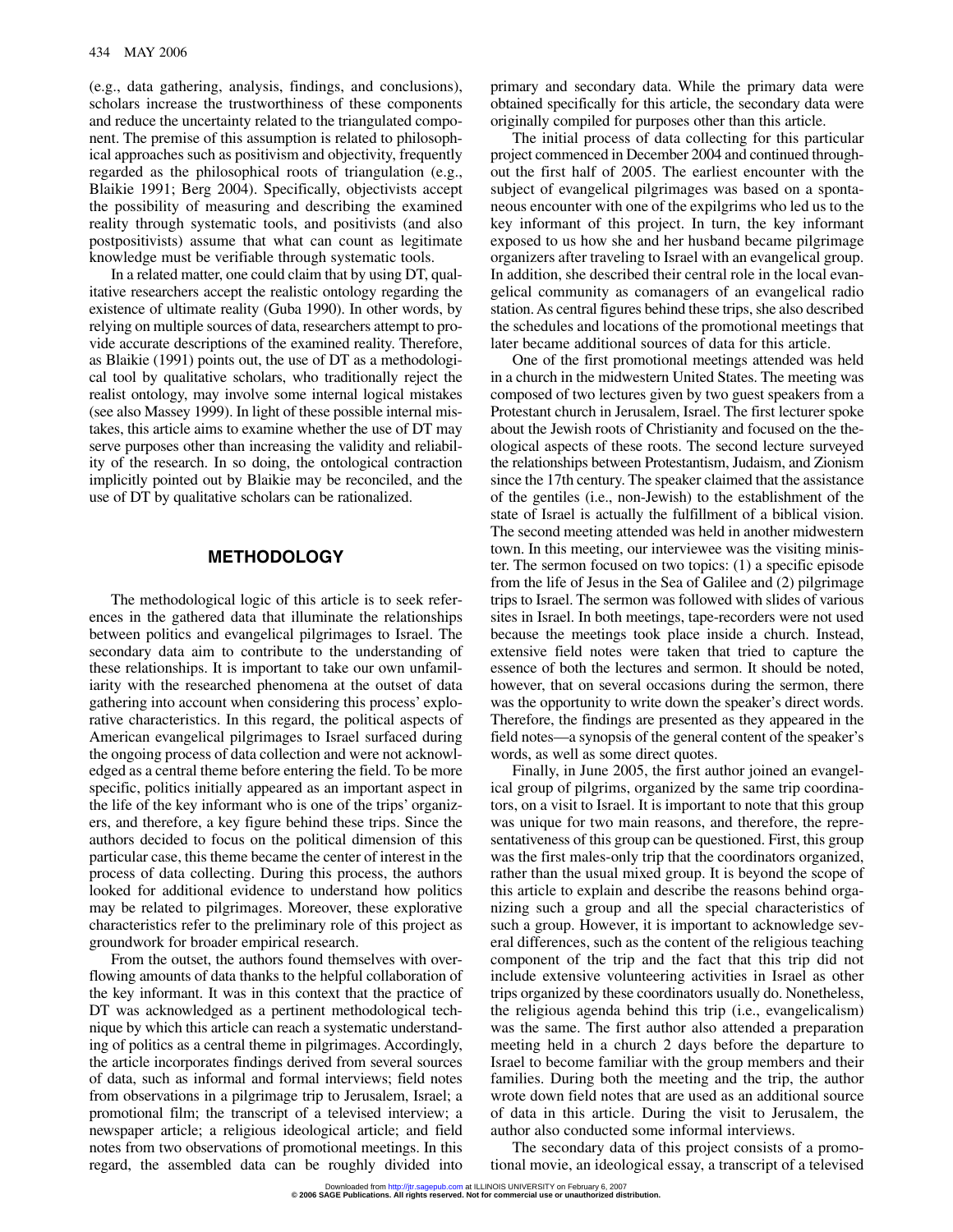(e.g., data gathering, analysis, findings, and conclusions), scholars increase the trustworthiness of these components and reduce the uncertainty related to the triangulated component. The premise of this assumption is related to philosophical approaches such as positivism and objectivity, frequently regarded as the philosophical roots of triangulation (e.g., Blaikie 1991; Berg 2004). Specifically, objectivists accept the possibility of measuring and describing the examined reality through systematic tools, and positivists (and also postpositivists) assume that what can count as legitimate knowledge must be verifiable through systematic tools.

In a related matter, one could claim that by using DT, qualitative researchers accept the realistic ontology regarding the existence of ultimate reality (Guba 1990). In other words, by relying on multiple sources of data, researchers attempt to provide accurate descriptions of the examined reality. Therefore, as Blaikie (1991) points out, the use of DT as a methodological tool by qualitative scholars, who traditionally reject the realist ontology, may involve some internal logical mistakes (see also Massey 1999). In light of these possible internal mistakes, this article aims to examine whether the use of DT may serve purposes other than increasing the validity and reliability of the research. In so doing, the ontological contraction implicitly pointed out by Blaikie may be reconciled, and the use of DT by qualitative scholars can be rationalized.

## METHODOLOGY

The methodological logic of this article is to seek references in the gathered data that illuminate the relationships between politics and evangelical pilgrimages to Israel. The secondary data aim to contribute to the understanding of these relationships. It is important to take our own unfamiliarity with the researched phenomena at the outset of data gathering into account when considering this process' explorative characteristics. In this regard, the political aspects of American evangelical pilgrimages to Israel surfaced during the ongoing process of data collection and were not acknowledged as a central theme before entering the field. To be more specific, politics initially appeared as an important aspect in the life of the key informant who is one of the trips' organizers, and therefore, a key figure behind these trips. Since the authors decided to focus on the political dimension of this particular case, this theme became the center of interest in the process of data collecting. During this process, the authors looked for additional evidence to understand how politics may be related to pilgrimages. Moreover, these explorative characteristics refer to the preliminary role of this project as groundwork for broader empirical research.

From the outset, the authors found themselves with overflowing amounts of data thanks to the helpful collaboration of the key informant. It was in this context that the practice of DT was acknowledged as a pertinent methodological technique by which this article can reach a systematic understanding of politics as a central theme in pilgrimages. Accordingly, the article incorporates findings derived from several sources of data, such as informal and formal interviews; field notes from observations in a pilgrimage trip to Jerusalem, Israel; a promotional film; the transcript of a televised interview; a newspaper article; a religious ideological article; and field notes from two observations of promotional meetings. In this regard, the assembled data can be roughly divided into primary and secondary data. While the primary data were obtained specifically for this article, the secondary data were originally compiled for purposes other than this article.

The initial process of data collecting for this particular project commenced in December 2004 and continued throughout the first half of 2005. The earliest encounter with the subject of evangelical pilgrimages was based on a spontaneous encounter with one of the expilgrims who led us to the key informant of this project. In turn, the key informant exposed to us how she and her husband became pilgrimage organizers after traveling to Israel with an evangelical group. In addition, she described their central role in the local evangelical community as comanagers of an evangelical radio station. As central figures behind these trips, she also described the schedules and locations of the promotional meetings that later became additional sources of data for this article.

One of the first promotional meetings attended was held in a church in the midwestern United States. The meeting was composed of two lectures given by two guest speakers from a Protestant church in Jerusalem, Israel. The first lecturer spoke about the Jewish roots of Christianity and focused on the theological aspects of these roots. The second lecture surveyed the relationships between Protestantism, Judaism, and Zionism since the 17th century. The speaker claimed that the assistance of the gentiles (i.e., non-Jewish) to the establishment of the state of Israel is actually the fulfillment of a biblical vision. The second meeting attended was held in another midwestern town. In this meeting, our interviewee was the visiting minister. The sermon focused on two topics: (1) a specific episode from the life of Jesus in the Sea of Galilee and (2) pilgrimage trips to Israel. The sermon was followed with slides of various sites in Israel. In both meetings, tape-recorders were not used because the meetings took place inside a church. Instead, extensive field notes were taken that tried to capture the essence of both the lectures and sermon. It should be noted, however, that on several occasions during the sermon, there was the opportunity to write down the speaker's direct words. Therefore, the findings are presented as they appeared in the field notes—a synopsis of the general content of the speaker's words, as well as some direct quotes.

Finally, in June 2005, the first author joined an evangelical group of pilgrims, organized by the same trip coordinators, on a visit to Israel. It is important to note that this group was unique for two main reasons, and therefore, the representativeness of this group can be questioned. First, this group was the first males-only trip that the coordinators organized, rather than the usual mixed group. It is beyond the scope of this article to explain and describe the reasons behind organizing such a group and all the special characteristics of such a group. However, it is important to acknowledge several differences, such as the content of the religious teaching component of the trip and the fact that this trip did not include extensive volunteering activities in Israel as other trips organized by these coordinators usually do. Nonetheless, the religious agenda behind this trip (i.e., evangelicalism) was the same. The first author also attended a preparation meeting held in a church 2 days before the departure to Israel to become familiar with the group members and their families. During both the meeting and the trip, the author wrote down field notes that are used as an additional source of data in this article. During the visit to Jerusalem, the author also conducted some informal interviews.

The secondary data of this project consists of a promotional movie, an ideological essay, a transcript of a televised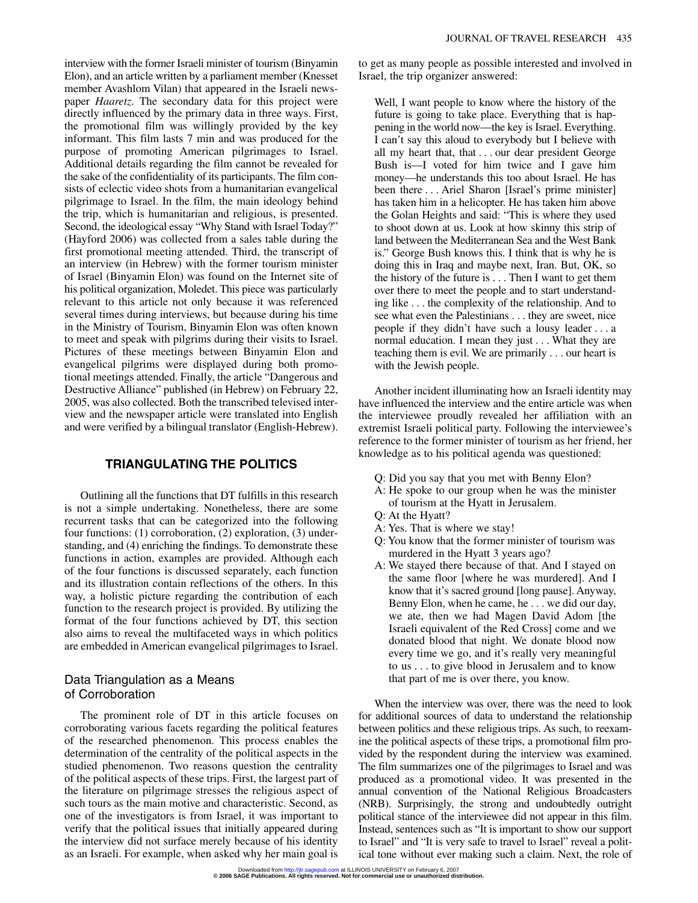interview with the former Israeli minister of tourism (Binyamin Elon), and an article written by a parliament member (Knesset member Avashlom Vilan) that appeared in the Israeli newspaper *Haaretz*. The secondary data for this project were directly influenced by the primary data in three ways. First, the promotional film was willingly provided by the key informant. This film lasts 7 min and was produced for the purpose of promoting American pilgrimages to Israel. Additional details regarding the film cannot be revealed for the sake of the confidentiality of its participants. The film consists of eclectic video shots from a humanitarian evangelical pilgrimage to Israel. In the film, the main ideology behind the trip, which is humanitarian and religious, is presented. Second, the ideological essay "Why Stand with Israel Today?" (Hayford 2006) was collected from a sales table during the first promotional meeting attended. Third, the transcript of an interview (in Hebrew) with the former tourism minister of Israel (Binyamin Elon) was found on the Internet site of his political organization, Moledet. This piece was particularly relevant to this article not only because it was referenced several times during interviews, but because during his time in the Ministry of Tourism, Binyamin Elon was often known to meet and speak with pilgrims during their visits to Israel. Pictures of these meetings between Binyamin Elon and evangelical pilgrims were displayed during both promotional meetings attended. Finally, the article "Dangerous and Destructive Alliance" published (in Hebrew) on February 22, 2005, was also collected. Both the transcribed televised interview and the newspaper article were translated into English and were verified by a bilingual translator (English-Hebrew).

## TRIANGULATING THE POLITICS

Outlining all the functions that DT fulfills in this research is not a simple undertaking. Nonetheless, there are some recurrent tasks that can be categorized into the following four functions: (1) corroboration, (2) exploration, (3) understanding, and (4) enriching the findings. To demonstrate these functions in action, examples are provided. Although each of the four functions is discussed separately, each function and its illustration contain reflections of the others. In this way, a holistic picture regarding the contribution of each function to the research project is provided. By utilizing the format of the four functions achieved by DT, this section also aims to reveal the multifaceted ways in which politics are embedded in American evangelical pilgrimages to Israel.

### Data Triangulation as a Means of Corroboration

The prominent role of DT in this article focuses on corroborating various facets regarding the political features of the researched phenomenon. This process enables the determination of the centrality of the political aspects in the studied phenomenon. Two reasons question the centrality of the political aspects of these trips. First, the largest part of the literature on pilgrimage stresses the religious aspect of such tours as the main motive and characteristic. Second, as one of the investigators is from Israel, it was important to verify that the political issues that initially appeared during the interview did not surface merely because of his identity as an Israeli. For example, when asked why her main goal is to get as many people as possible interested and involved in Israel, the trip organizer answered:

> Well, I want people to know where the history of the future is going to take place. Everything that is happening in the world now—the key is Israel. Everything. I can't say this aloud to everybody but I believe with all my heart that, that . . . our dear president George Bush is—I voted for him twice and I gave him money—he understands this too about Israel. He has been there . . . Ariel Sharon [Israel's prime minister] has taken him in a helicopter. He has taken him above the Golan Heights and said: "This is where they used to shoot down at us. Look at how skinny this strip of land between the Mediterranean Sea and the West Bank is." George Bush knows this. I think that is why he is doing this in Iraq and maybe next, Iran. But, OK, so the history of the future is . . . Then I want to get them over there to meet the people and to start understanding like . . . the complexity of the relationship. And to see what even the Palestinians . . . they are sweet, nice people if they didn't have such a lousy leader . . . a normal education. I mean they just . . . What they are teaching them is evil. We are primarily . . . our heart is with the Jewish people.

Another incident illuminating how an Israeli identity may have influenced the interview and the entire article was when the interviewee proudly revealed her affiliation with an extremist Israeli political party. Following the interviewee's reference to the former minister of tourism as her friend, her knowledge as to his political agenda was questioned:

> Q: Did you say that you met with Benny Elon?
> A: He spoke to our group when he was the minister of tourism at the Hyatt in Jerusalem.
> Q: At the Hyatt?
> A: Yes. That is where we stay!
> Q: You know that the former minister of tourism was murdered in the Hyatt 3 years ago?
> A: We stayed there because of that. And I stayed on the same floor [where he was murdered]. And I know that it's sacred ground [long pause]. Anyway, Benny Elon, when he came, he . . . we did our day, we ate, then we had Magen David Adom [the Israeli equivalent of the Red Cross] come and we donated blood that night. We donate blood now every time we go, and it's really very meaningful to us . . . to give blood in Jerusalem and to know that part of me is over there, you know.

When the interview was over, there was the need to look for additional sources of data to understand the relationship between politics and these religious trips. As such, to reexamine the political aspects of these trips, a promotional film provided by the respondent during the interview was examined. The film summarizes one of the pilgrimages to Israel and was produced as a promotional video. It was presented in the annual convention of the National Religious Broadcasters (NRB). Surprisingly, the strong and undoubtedly outright political stance of the interviewee did not appear in this film. Instead, sentences such as "It is important to show our support to Israel" and "It is very safe to travel to Israel" reveal a political tone without ever making such a claim. Next, the role of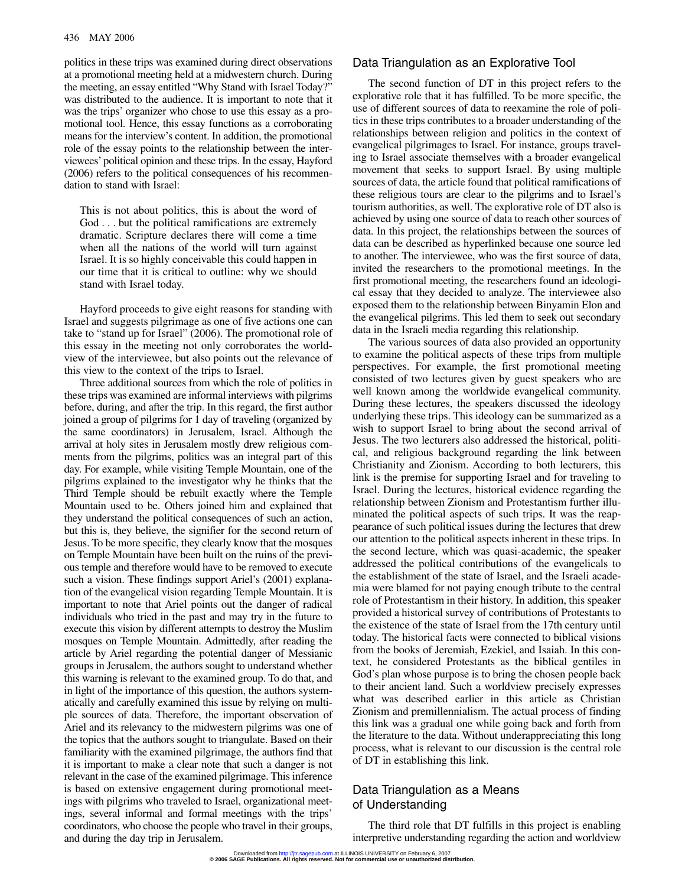politics in these trips was examined during direct observations at a promotional meeting held at a midwestern church. During the meeting, an essay entitled "Why Stand with Israel Today?" was distributed to the audience. It is important to note that it was the trips' organizer who chose to use this essay as a promotional tool. Hence, this essay functions as a corroborating means for the interview's content. In addition, the promotional role of the essay points to the relationship between the interviewees' political opinion and these trips. In the essay, Hayford (2006) refers to the political consequences of his recommendation to stand with Israel:

> This is not about politics, this is about the word of God . . . but the political ramifications are extremely dramatic. Scripture declares there will come a time when all the nations of the world will turn against Israel. It is so highly conceivable this could happen in our time that it is critical to outline: why we should stand with Israel today.

Hayford proceeds to give eight reasons for standing with Israel and suggests pilgrimage as one of five actions one can take to "stand up for Israel" (2006). The promotional role of this essay in the meeting not only corroborates the worldview of the interviewee, but also points out the relevance of this view to the context of the trips to Israel.

Three additional sources from which the role of politics in these trips was examined are informal interviews with pilgrims before, during, and after the trip. In this regard, the first author joined a group of pilgrims for 1 day of traveling (organized by the same coordinators) in Jerusalem, Israel. Although the arrival at holy sites in Jerusalem mostly drew religious comments from the pilgrims, politics was an integral part of this day. For example, while visiting Temple Mountain, one of the pilgrims explained to the investigator why he thinks that the Third Temple should be rebuilt exactly where the Temple Mountain used to be. Others joined him and explained that they understand the political consequences of such an action, but this is, they believe, the signifier for the second return of Jesus. To be more specific, they clearly know that the mosques on Temple Mountain have been built on the ruins of the previous temple and therefore would have to be removed to execute such a vision. These findings support Ariel's (2001) explanation of the evangelical vision regarding Temple Mountain. It is important to note that Ariel points out the danger of radical individuals who tried in the past and may try in the future to execute this vision by different attempts to destroy the Muslim mosques on Temple Mountain. Admittedly, after reading the article by Ariel regarding the potential danger of Messianic groups in Jerusalem, the authors sought to understand whether this warning is relevant to the examined group. To do that, and in light of the importance of this question, the authors systematically and carefully examined this issue by relying on multiple sources of data. Therefore, the important observation of Ariel and its relevancy to the midwestern pilgrims was one of the topics that the authors sought to triangulate. Based on their familiarity with the examined pilgrimage, the authors find that it is important to make a clear note that such a danger is not relevant in the case of the examined pilgrimage. This inference is based on extensive engagement during promotional meetings with pilgrims who traveled to Israel, organizational meetings, several informal and formal meetings with the trips' coordinators, who choose the people who travel in their groups, and during the day trip in Jerusalem.

## Data Triangulation as an Explorative Tool

The second function of DT in this project refers to the explorative role that it has fulfilled. To be more specific, the use of different sources of data to reexamine the role of politics in these trips contributes to a broader understanding of the relationships between religion and politics in the context of evangelical pilgrimages to Israel. For instance, groups traveling to Israel associate themselves with a broader evangelical movement that seeks to support Israel. By using multiple sources of data, the article found that political ramifications of these religious tours are clear to the pilgrims and to Israel's tourism authorities, as well. The explorative role of DT also is achieved by using one source of data to reach other sources of data. In this project, the relationships between the sources of data can be described as hyperlinked because one source led to another. The interviewee, who was the first source of data, invited the researchers to the promotional meetings. In the first promotional meeting, the researchers found an ideological essay that they decided to analyze. The interviewee also exposed them to the relationship between Binyamin Elon and the evangelical pilgrims. This led them to seek out secondary data in the Israeli media regarding this relationship.

The various sources of data also provided an opportunity to examine the political aspects of these trips from multiple perspectives. For example, the first promotional meeting consisted of two lectures given by guest speakers who are well known among the worldwide evangelical community. During these lectures, the speakers discussed the ideology underlying these trips. This ideology can be summarized as a wish to support Israel to bring about the second arrival of Jesus. The two lecturers also addressed the historical, political, and religious background regarding the link between Christianity and Zionism. According to both lecturers, this link is the premise for supporting Israel and for traveling to Israel. During the lectures, historical evidence regarding the relationship between Zionism and Protestantism further illuminated the political aspects of such trips. It was the reappearance of such political issues during the lectures that drew our attention to the political aspects inherent in these trips. In the second lecture, which was quasi-academic, the speaker addressed the political contributions of the evangelicals to the establishment of the state of Israel, and the Israeli academia were blamed for not paying enough tribute to the central role of Protestantism in their history. In addition, this speaker provided a historical survey of contributions of Protestants to the existence of the state of Israel from the 17th century until today. The historical facts were connected to biblical visions from the books of Jeremiah, Ezekiel, and Isaiah. In this context, he considered Protestants as the biblical gentiles in God's plan whose purpose is to bring the chosen people back to their ancient land. Such a worldview precisely expresses what was described earlier in this article as Christian Zionism and premillennialism. The actual process of finding this link was a gradual one while going back and forth from the literature to the data. Without underappreciating this long process, what is relevant to our discussion is the central role of DT in establishing this link.

## Data Triangulation as a Means of Understanding

The third role that DT fulfills in this project is enabling interpretive understanding regarding the action and worldview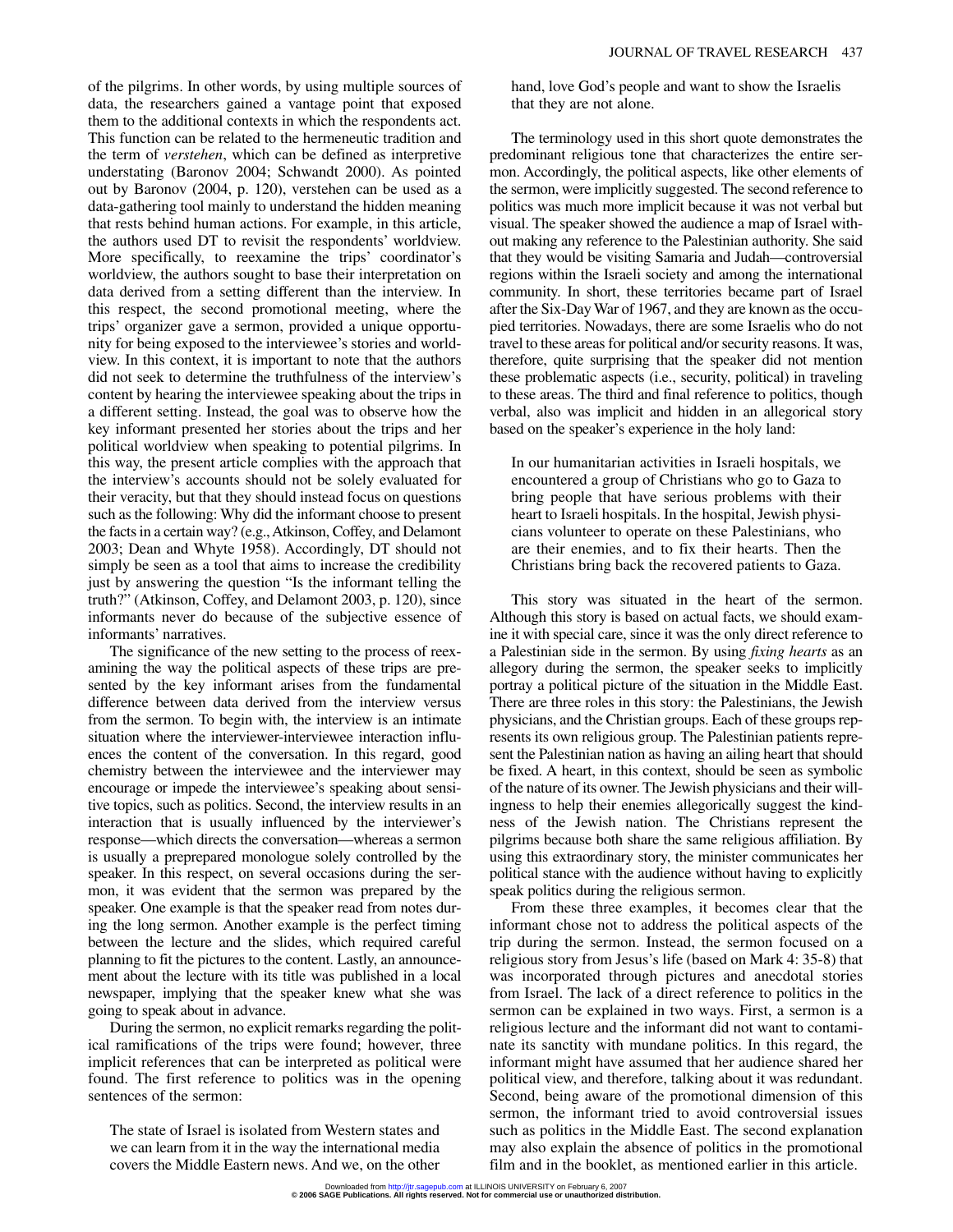of the pilgrims. In other words, by using multiple sources of data, the researchers gained a vantage point that exposed them to the additional contexts in which the respondents act. This function can be related to the hermeneutic tradition and the term of *verstehen*, which can be defined as interpretive understating (Baronov 2004; Schwandt 2000). As pointed out by Baronov (2004, p. 120), verstehen can be used as a data-gathering tool mainly to understand the hidden meaning that rests behind human actions. For example, in this article, the authors used DT to revisit the respondents' worldview. More specifically, to reexamine the trips' coordinator's worldview, the authors sought to base their interpretation on data derived from a setting different than the interview. In this respect, the second promotional meeting, where the trips' organizer gave a sermon, provided a unique opportunity for being exposed to the interviewee's stories and worldview. In this context, it is important to note that the authors did not seek to determine the truthfulness of the interview's content by hearing the interviewee speaking about the trips in a different setting. Instead, the goal was to observe how the key informant presented her stories about the trips and her political worldview when speaking to potential pilgrims. In this way, the present article complies with the approach that the interview's accounts should not be solely evaluated for their veracity, but that they should instead focus on questions such as the following: Why did the informant choose to present the facts in a certain way? (e.g., Atkinson, Coffey, and Delamont 2003; Dean and Whyte 1958). Accordingly, DT should not simply be seen as a tool that aims to increase the credibility just by answering the question "Is the informant telling the truth?" (Atkinson, Coffey, and Delamont 2003, p. 120), since informants never do because of the subjective essence of informants' narratives.

The significance of the new setting to the process of reexamining the way the political aspects of these trips are presented by the key informant arises from the fundamental difference between data derived from the interview versus from the sermon. To begin with, the interview is an intimate situation where the interviewer-interviewee interaction influences the content of the conversation. In this regard, good chemistry between the interviewee and the interviewer may encourage or impede the interviewee's speaking about sensitive topics, such as politics. Second, the interview results in an interaction that is usually influenced by the interviewer's response—which directs the conversation—whereas a sermon is usually a preprepared monologue solely controlled by the speaker. In this respect, on several occasions during the sermon, it was evident that the sermon was prepared by the speaker. One example is that the speaker read from notes during the long sermon. Another example is the perfect timing between the lecture and the slides, which required careful planning to fit the pictures to the content. Lastly, an announcement about the lecture with its title was published in a local newspaper, implying that the speaker knew what she was going to speak about in advance.

During the sermon, no explicit remarks regarding the political ramifications of the trips were found; however, three implicit references that can be interpreted as political were found. The first reference to politics was in the opening sentences of the sermon:

> The state of Israel is isolated from Western states and we can learn from it in the way the international media covers the Middle Eastern news. And we, on the other hand, love God's people and want to show the Israelis that they are not alone.

The terminology used in this short quote demonstrates the predominant religious tone that characterizes the entire sermon. Accordingly, the political aspects, like other elements of the sermon, were implicitly suggested. The second reference to politics was much more implicit because it was not verbal but visual. The speaker showed the audience a map of Israel without making any reference to the Palestinian authority. She said that they would be visiting Samaria and Judah—controversial regions within the Israeli society and among the international community. In short, these territories became part of Israel after the Six-Day War of 1967, and they are known as the occupied territories. Nowadays, there are some Israelis who do not travel to these areas for political and/or security reasons. It was, therefore, quite surprising that the speaker did not mention these problematic aspects (i.e., security, political) in traveling to these areas. The third and final reference to politics, though verbal, also was implicit and hidden in an allegorical story based on the speaker's experience in the holy land:

> In our humanitarian activities in Israeli hospitals, we encountered a group of Christians who go to Gaza to bring people that have serious problems with their heart to Israeli hospitals. In the hospital, Jewish physicians volunteer to operate on these Palestinians, who are their enemies, and to fix their hearts. Then the Christians bring back the recovered patients to Gaza.

This story was situated in the heart of the sermon. Although this story is based on actual facts, we should examine it with special care, since it was the only direct reference to a Palestinian side in the sermon. By using *fixing hearts* as an allegory during the sermon, the speaker seeks to implicitly portray a political picture of the situation in the Middle East. There are three roles in this story: the Palestinians, the Jewish physicians, and the Christian groups. Each of these groups represents its own religious group. The Palestinian patients represent the Palestinian nation as having an ailing heart that should be fixed. A heart, in this context, should be seen as symbolic of the nature of its owner. The Jewish physicians and their willingness to help their enemies allegorically suggest the kindness of the Jewish nation. The Christians represent the pilgrims because both share the same religious affiliation. By using this extraordinary story, the minister communicates her political stance with the audience without having to explicitly speak politics during the religious sermon.

From these three examples, it becomes clear that the informant chose not to address the political aspects of the trip during the sermon. Instead, the sermon focused on a religious story from Jesus's life (based on Mark 4: 35-8) that was incorporated through pictures and anecdotal stories from Israel. The lack of a direct reference to politics in the sermon can be explained in two ways. First, a sermon is a religious lecture and the informant did not want to contaminate its sanctity with mundane politics. In this regard, the informant might have assumed that her audience shared her political view, and therefore, talking about it was redundant. Second, being aware of the promotional dimension of this sermon, the informant tried to avoid controversial issues such as politics in the Middle East. The second explanation may also explain the absence of politics in the promotional film and in the booklet, as mentioned earlier in this article.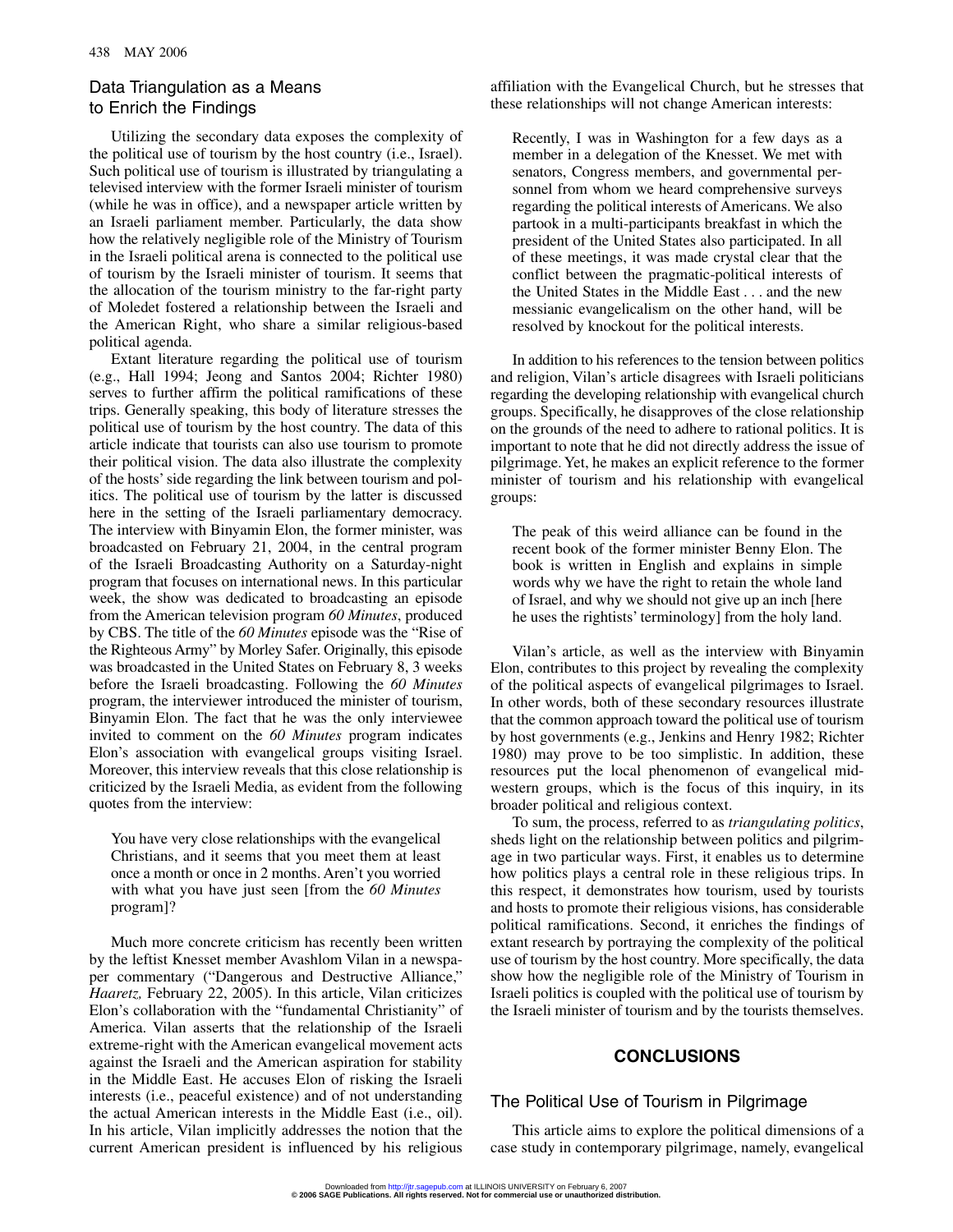## Data Triangulation as a Means to Enrich the Findings

Utilizing the secondary data exposes the complexity of the political use of tourism by the host country (i.e., Israel). Such political use of tourism is illustrated by triangulating a televised interview with the former Israeli minister of tourism (while he was in office), and a newspaper article written by an Israeli parliament member. Particularly, the data show how the relatively negligible role of the Ministry of Tourism in the Israeli political arena is connected to the political use of tourism by the Israeli minister of tourism. It seems that the allocation of the tourism ministry to the far-right party of Moledet fostered a relationship between the Israeli and the American Right, who share a similar religious-based political agenda.

Extant literature regarding the political use of tourism (e.g., Hall 1994; Jeong and Santos 2004; Richter 1980) serves to further affirm the political ramifications of these trips. Generally speaking, this body of literature stresses the political use of tourism by the host country. The data of this article indicate that tourists can also use tourism to promote their political vision. The data also illustrate the complexity of the hosts' side regarding the link between tourism and politics. The political use of tourism by the latter is discussed here in the setting of the Israeli parliamentary democracy. The interview with Binyamin Elon, the former minister, was broadcasted on February 21, 2004, in the central program of the Israeli Broadcasting Authority on a Saturday-night program that focuses on international news. In this particular week, the show was dedicated to broadcasting an episode from the American television program *60 Minutes*, produced by CBS. The title of the *60 Minutes* episode was the "Rise of the Righteous Army" by Morley Safer. Originally, this episode was broadcasted in the United States on February 8, 3 weeks before the Israeli broadcasting. Following the *60 Minutes* program, the interviewer introduced the minister of tourism, Binyamin Elon. The fact that he was the only interviewee invited to comment on the *60 Minutes* program indicates Elon's association with evangelical groups visiting Israel. Moreover, this interview reveals that this close relationship is criticized by the Israeli Media, as evident from the following quotes from the interview:

> You have very close relationships with the evangelical Christians, and it seems that you meet them at least once a month or once in 2 months. Aren't you worried with what you have just seen [from the *60 Minutes* program]?

Much more concrete criticism has recently been written by the leftist Knesset member Avashlom Vilan in a newspaper commentary ("Dangerous and Destructive Alliance," *Haaretz,* February 22, 2005). In this article, Vilan criticizes Elon's collaboration with the "fundamental Christianity" of America. Vilan asserts that the relationship of the Israeli extreme-right with the American evangelical movement acts against the Israeli and the American aspiration for stability in the Middle East. He accuses Elon of risking the Israeli interests (i.e., peaceful existence) and of not understanding the actual American interests in the Middle East (i.e., oil). In his article, Vilan implicitly addresses the notion that the current American president is influenced by his religious affiliation with the Evangelical Church, but he stresses that these relationships will not change American interests:

> Recently, I was in Washington for a few days as a member in a delegation of the Knesset. We met with senators, Congress members, and governmental personnel from whom we heard comprehensive surveys regarding the political interests of Americans. We also partook in a multi-participants breakfast in which the president of the United States also participated. In all of these meetings, it was made crystal clear that the conflict between the pragmatic-political interests of the United States in the Middle East . . . and the new messianic evangelicalism on the other hand, will be resolved by knockout for the political interests.

In addition to his references to the tension between politics and religion, Vilan's article disagrees with Israeli politicians regarding the developing relationship with evangelical church groups. Specifically, he disapproves of the close relationship on the grounds of the need to adhere to rational politics. It is important to note that he did not directly address the issue of pilgrimage. Yet, he makes an explicit reference to the former minister of tourism and his relationship with evangelical groups:

> The peak of this weird alliance can be found in the recent book of the former minister Benny Elon. The book is written in English and explains in simple words why we have the right to retain the whole land of Israel, and why we should not give up an inch [here he uses the rightists' terminology] from the holy land.

Vilan's article, as well as the interview with Binyamin Elon, contributes to this project by revealing the complexity of the political aspects of evangelical pilgrimages to Israel. In other words, both of these secondary resources illustrate that the common approach toward the political use of tourism by host governments (e.g., Jenkins and Henry 1982; Richter 1980) may prove to be too simplistic. In addition, these resources put the local phenomenon of evangelical midwestern groups, which is the focus of this inquiry, in its broader political and religious context.

To sum, the process, referred to as *triangulating politics*, sheds light on the relationship between politics and pilgrimage in two particular ways. First, it enables us to determine how politics plays a central role in these religious trips. In this respect, it demonstrates how tourism, used by tourists and hosts to promote their religious visions, has considerable political ramifications. Second, it enriches the findings of extant research by portraying the complexity of the political use of tourism by the host country. More specifically, the data show how the negligible role of the Ministry of Tourism in Israeli politics is coupled with the political use of tourism by the Israeli minister of tourism and by the tourists themselves.

# CONCLUSIONS

## The Political Use of Tourism in Pilgrimage

This article aims to explore the political dimensions of a case study in contemporary pilgrimage, namely, evangelical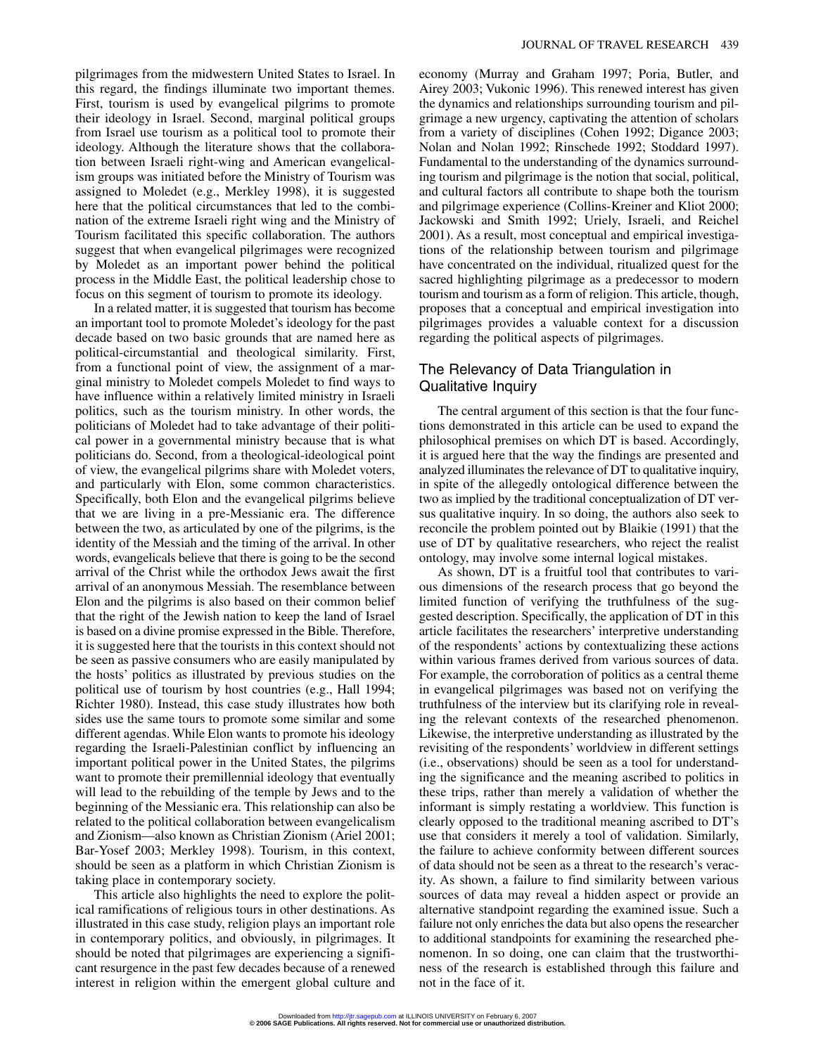pilgrimages from the midwestern United States to Israel. In this regard, the findings illuminate two important themes. First, tourism is used by evangelical pilgrims to promote their ideology in Israel. Second, marginal political groups from Israel use tourism as a political tool to promote their ideology. Although the literature shows that the collaboration between Israeli right-wing and American evangelicalism groups was initiated before the Ministry of Tourism was assigned to Moledet (e.g., Merkley 1998), it is suggested here that the political circumstances that led to the combination of the extreme Israeli right wing and the Ministry of Tourism facilitated this specific collaboration. The authors suggest that when evangelical pilgrimages were recognized by Moledet as an important power behind the political process in the Middle East, the political leadership chose to focus on this segment of tourism to promote its ideology.

In a related matter, it is suggested that tourism has become an important tool to promote Moledet's ideology for the past decade based on two basic grounds that are named here as political-circumstantial and theological similarity. First, from a functional point of view, the assignment of a marginal ministry to Moledet compels Moledet to find ways to have influence within a relatively limited ministry in Israeli politics, such as the tourism ministry. In other words, the politicians of Moledet had to take advantage of their political power in a governmental ministry because that is what politicians do. Second, from a theological-ideological point of view, the evangelical pilgrims share with Moledet voters, and particularly with Elon, some common characteristics. Specifically, both Elon and the evangelical pilgrims believe that we are living in a pre-Messianic era. The difference between the two, as articulated by one of the pilgrims, is the identity of the Messiah and the timing of the arrival. In other words, evangelicals believe that there is going to be the second arrival of the Christ while the orthodox Jews await the first arrival of an anonymous Messiah. The resemblance between Elon and the pilgrims is also based on their common belief that the right of the Jewish nation to keep the land of Israel is based on a divine promise expressed in the Bible. Therefore, it is suggested here that the tourists in this context should not be seen as passive consumers who are easily manipulated by the hosts' politics as illustrated by previous studies on the political use of tourism by host countries (e.g., Hall 1994; Richter 1980). Instead, this case study illustrates how both sides use the same tours to promote some similar and some different agendas. While Elon wants to promote his ideology regarding the Israeli-Palestinian conflict by influencing an important political power in the United States, the pilgrims want to promote their premillennial ideology that eventually will lead to the rebuilding of the temple by Jews and to the beginning of the Messianic era. This relationship can also be related to the political collaboration between evangelicalism and Zionism—also known as Christian Zionism (Ariel 2001; Bar-Yosef 2003; Merkley 1998). Tourism, in this context, should be seen as a platform in which Christian Zionism is taking place in contemporary society.

This article also highlights the need to explore the political ramifications of religious tours in other destinations. As illustrated in this case study, religion plays an important role in contemporary politics, and obviously, in pilgrimages. It should be noted that pilgrimages are experiencing a significant resurgence in the past few decades because of a renewed interest in religion within the emergent global culture and economy (Murray and Graham 1997; Poria, Butler, and Airey 2003; Vukonic 1996). This renewed interest has given the dynamics and relationships surrounding tourism and pilgrimage a new urgency, captivating the attention of scholars from a variety of disciplines (Cohen 1992; Digance 2003; Nolan and Nolan 1992; Rinschede 1992; Stoddard 1997). Fundamental to the understanding of the dynamics surrounding tourism and pilgrimage is the notion that social, political, and cultural factors all contribute to shape both the tourism and pilgrimage experience (Collins-Kreiner and Kliot 2000; Jackowski and Smith 1992; Uriely, Israeli, and Reichel 2001). As a result, most conceptual and empirical investigations of the relationship between tourism and pilgrimage have concentrated on the individual, ritualized quest for the sacred highlighting pilgrimage as a predecessor to modern tourism and tourism as a form of religion. This article, though, proposes that a conceptual and empirical investigation into pilgrimages provides a valuable context for a discussion regarding the political aspects of pilgrimages.

## The Relevancy of Data Triangulation in Qualitative Inquiry

The central argument of this section is that the four functions demonstrated in this article can be used to expand the philosophical premises on which DT is based. Accordingly, it is argued here that the way the findings are presented and analyzed illuminates the relevance of DT to qualitative inquiry, in spite of the allegedly ontological difference between the two as implied by the traditional conceptualization of DT versus qualitative inquiry. In so doing, the authors also seek to reconcile the problem pointed out by Blaikie (1991) that the use of DT by qualitative researchers, who reject the realist ontology, may involve some internal logical mistakes.

As shown, DT is a fruitful tool that contributes to various dimensions of the research process that go beyond the limited function of verifying the truthfulness of the suggested description. Specifically, the application of DT in this article facilitates the researchers' interpretive understanding of the respondents' actions by contextualizing these actions within various frames derived from various sources of data. For example, the corroboration of politics as a central theme in evangelical pilgrimages was based not on verifying the truthfulness of the interview but its clarifying role in revealing the relevant contexts of the researched phenomenon. Likewise, the interpretive understanding as illustrated by the revisiting of the respondents' worldview in different settings (i.e., observations) should be seen as a tool for understanding the significance and the meaning ascribed to politics in these trips, rather than merely a validation of whether the informant is simply restating a worldview. This function is clearly opposed to the traditional meaning ascribed to DT's use that considers it merely a tool of validation. Similarly, the failure to achieve conformity between different sources of data should not be seen as a threat to the research's veracity. As shown, a failure to find similarity between various sources of data may reveal a hidden aspect or provide an alternative standpoint regarding the examined issue. Such a failure not only enriches the data but also opens the researcher to additional standpoints for examining the researched phenomenon. In so doing, one can claim that the trustworthiness of the research is established through this failure and not in the face of it.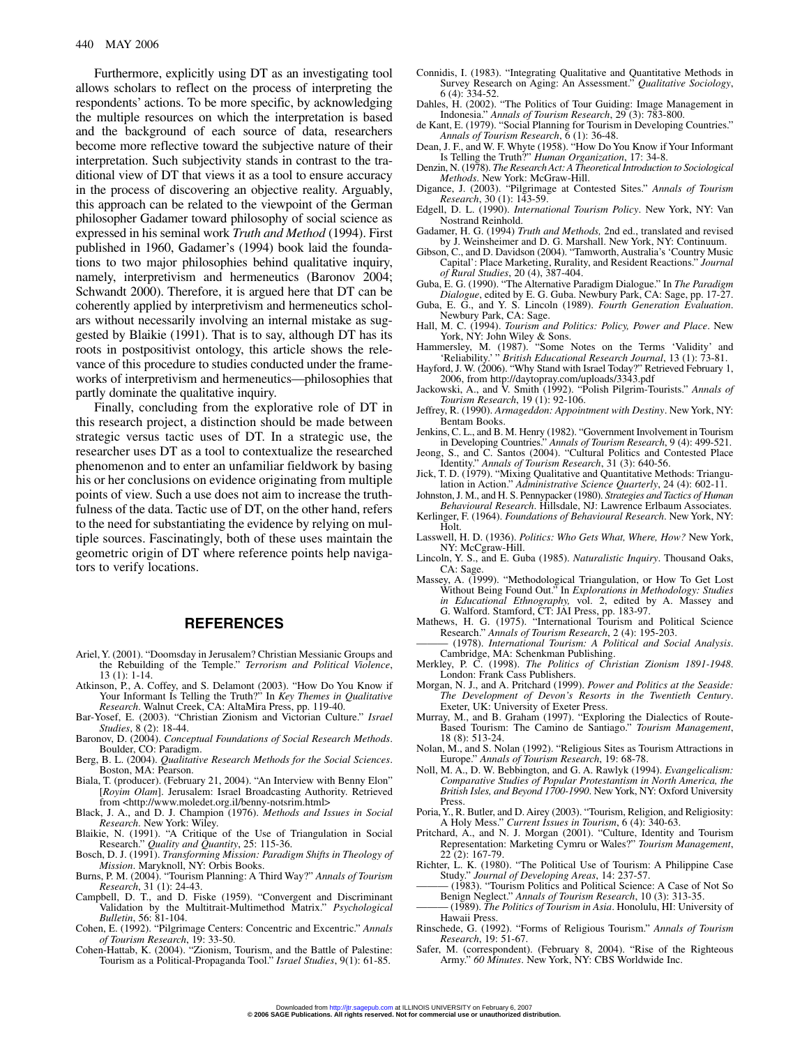Furthermore, explicitly using DT as an investigating tool allows scholars to reflect on the process of interpreting the respondents' actions. To be more specific, by acknowledging the multiple resources on which the interpretation is based and the background of each source of data, researchers become more reflective toward the subjective nature of their interpretation. Such subjectivity stands in contrast to the traditional view of DT that views it as a tool to ensure accuracy in the process of discovering an objective reality. Arguably, this approach can be related to the viewpoint of the German philosopher Gadamer toward philosophy of social science as expressed in his seminal work *Truth and Method* (1994). First published in 1960, Gadamer's (1994) book laid the foundations to two major philosophies behind qualitative inquiry, namely, interpretivism and hermeneutics (Baronov 2004; Schwandt 2000). Therefore, it is argued here that DT can be coherently applied by interpretivism and hermeneutics scholars without necessarily involving an internal mistake as suggested by Blaikie (1991). That is to say, although DT has its roots in postpositivist ontology, this article shows the relevance of this procedure to studies conducted under the frameworks of interpretivism and hermeneutics—philosophies that partly dominate the qualitative inquiry.

Finally, concluding from the explorative role of DT in this research project, a distinction should be made between strategic versus tactic uses of DT. In a strategic use, the researcher uses DT as a tool to contextualize the researched phenomenon and to enter an unfamiliar fieldwork by basing his or her conclusions on evidence originating from multiple points of view. Such a use does not aim to increase the truthfulness of the data. Tactic use of DT, on the other hand, refers to the need for substantiating the evidence by relying on multiple sources. Fascinatingly, both of these uses maintain the geometric origin of DT where reference points help navigators to verify locations.

## REFERENCES

Ariel, Y. (2001). "Doomsday in Jerusalem? Christian Messianic Groups and the Rebuilding of the Temple." *Terrorism and Political Violence*, 13 (1): 1-14.

Atkinson, P., A. Coffey, and S. Delamont (2003). "How Do You Know if Your Informant Is Telling the Truth?" In *Key Themes in Qualitative Research*. Walnut Creek, CA: AltaMira Press, pp. 119-40.

Bar-Yosef, E. (2003). "Christian Zionism and Victorian Culture." *Israel Studies*, 8 (2): 18-44.

Baronov, D. (2004). *Conceptual Foundations of Social Research Methods*. Boulder, CO: Paradigm.

Berg, B. L. (2004). *Qualitative Research Methods for the Social Sciences*. Boston, MA: Pearson.

Biala, T. (producer). (February 21, 2004). "An Interview with Benny Elon" [*Royim Olam*]. Jerusalem: Israel Broadcasting Authority. Retrieved from <http://www.moledet.org.il/benny-notsrim.html>

Black, J. A., and D. J. Champion (1976). *Methods and Issues in Social Research*. New York: Wiley.

Blaikie, N. (1991). "A Critique of the Use of Triangulation in Social Research." *Quality and Quantity*, 25: 115-36.

Bosch, D. J. (1991). *Transforming Mission: Paradigm Shifts in Theology of Mission*. Maryknoll, NY: Orbis Books.

Burns, P. M. (2004). "Tourism Planning: A Third Way?" *Annals of Tourism Research*, 31 (1): 24-43.

Campbell, D. T., and D. Fiske (1959). "Convergent and Discriminant Validation by the Multitrait-Multimethod Matrix." *Psychological Bulletin*, 56: 81-104.

Cohen, E. (1992). "Pilgrimage Centers: Concentric and Excentric." *Annals of Tourism Research*, 19: 33-50.

Cohen-Hattab, K. (2004). "Zionism, Tourism, and the Battle of Palestine: Tourism as a Political-Propaganda Tool." *Israel Studies*, 9(1): 61-85.

Connidis, I. (1983). "Integrating Qualitative and Quantitative Methods in Survey Research on Aging: An Assessment." *Qualitative Sociology*, 6 (4): 334-52.

Dahles, H. (2002). "The Politics of Tour Guiding: Image Management in Indonesia." *Annals of Tourism Research*, 29 (3): 783-800.

de Kant, E. (1979). "Social Planning for Tourism in Developing Countries." *Annals of Tourism Research*, 6 (1): 36-48.

Dean, J. F., and W. F. Whyte (1958). "How Do You Know if Your Informant Is Telling the Truth?" *Human Organization*, 17: 34-8.

Denzin, N. (1978). *The Research Act: A Theoretical Introduction to Sociological Methods*. New York: McGraw-Hill.

Digance, J. (2003). "Pilgrimage at Contested Sites." *Annals of Tourism Research*, 30 (1): 143-59.

Edgell, D. L. (1990). *International Tourism Policy*. New York, NY: Van Nostrand Reinhold.

Gadamer, H. G. (1994) *Truth and Methods,* 2nd ed., translated and revised by J. Weinsheimer and D. G. Marshall. New York, NY: Continuum.

Gibson, C., and D. Davidson (2004). "Tamworth, Australia's 'Country Music Capital': Place Marketing, Rurality, and Resident Reactions." *Journal of Rural Studies*, 20 (4), 387-404.

Guba, E. G. (1990). "The Alternative Paradigm Dialogue." In *The Paradigm Dialogue*, edited by E. G. Guba. Newbury Park, CA: Sage, pp. 17-27.

Guba, E. G., and Y. S. Lincoln (1989). *Fourth Generation Evaluation*. Newbury Park, CA: Sage.

Hall, M. C. (1994). *Tourism and Politics: Policy, Power and Place*. New York, NY: John Wiley & Sons.

Hammersley, M. (1987). "Some Notes on the Terms 'Validity' and 'Reliability.' " *British Educational Research Journal*, 13 (1): 73-81.

Hayford, J. W. (2006). "Why Stand with Israel Today?" Retrieved February 1, 2006, from http://daytopray.com/uploads/3343.pdf

Jackowski, A., and V. Smith (1992). "Polish Pilgrim-Tourists." *Annals of Tourism Research*, 19 (1): 92-106.

Jeffrey, R. (1990). *Armageddon: Appointment with Destiny*. New York, NY: Bentam Books.

Jenkins, C. L., and B. M. Henry (1982). "Government Involvement in Tourism in Developing Countries." *Annals of Tourism Research*, 9 (4): 499-521.

Jeong, S., and C. Santos (2004). "Cultural Politics and Contested Place Identity." *Annals of Tourism Research*, 31 (3): 640-56.

Jick, T. D. (1979). "Mixing Qualitative and Quantitative Methods: Triangulation in Action." *Administrative Science Quarterly*, 24 (4): 602-11.

Johnston, J. M., and H. S. Pennypacker (1980). *Strategies and Tactics of Human Behavioural Research*. Hillsdale, NJ: Lawrence Erlbaum Associates.

Kerlinger, F. (1964). *Foundations of Behavioural Research*. New York, NY: Holt.

Lasswell, H. D. (1936). *Politics: Who Gets What, Where, How?* New York, NY: McCgraw-Hill.

Lincoln, Y. S., and E. Guba (1985). *Naturalistic Inquiry*. Thousand Oaks, CA: Sage.

Massey, A. (1999). "Methodological Triangulation, or How To Get Lost Without Being Found Out." In *Explorations in Methodology: Studies in Educational Ethnography,* vol. 2, edited by A. Massey and G. Walford. Stamford, CT: JAI Press, pp. 183-97.

Mathews, H. G. (1975). "International Tourism and Political Science Research." *Annals of Tourism Research*, 2 (4): 195-203.

——— (1978). *International Tourism: A Political and Social Analysis*. Cambridge, MA: Schenkman Publishing.

Merkley, P. C. (1998). *The Politics of Christian Zionism 1891-1948*. London: Frank Cass Publishers.

Morgan, N. J., and A. Pritchard (1999). *Power and Politics at the Seaside: The Development of Devon's Resorts in the Twentieth Century*. Exeter, UK: University of Exeter Press.

Murray, M., and B. Graham (1997). "Exploring the Dialectics of Route-Based Tourism: The Camino de Santiago." *Tourism Management*, 18 (8): 513-24.

Nolan, M., and S. Nolan (1992). "Religious Sites as Tourism Attractions in Europe." *Annals of Tourism Research*, 19: 68-78.

Noll, M. A., D. W. Bebbington, and G. A. Rawlyk (1994). *Evangelicalism: Comparative Studies of Popular Protestantism in North America, the British Isles, and Beyond 1700-1990*. New York, NY: Oxford University Press.

Poria, Y., R. Butler, and D. Airey (2003). "Tourism, Religion, and Religiosity: A Holy Mess." *Current Issues in Tourism*, 6 (4): 340-63.

Pritchard, A., and N. J. Morgan (2001). "Culture, Identity and Tourism Representation: Marketing Cymru or Wales?" *Tourism Management*, 22 (2): 167-79.

Richter, L. K. (1980). "The Political Use of Tourism: A Philippine Case Study." *Journal of Developing Areas*, 14: 237-57.

——— (1983). "Tourism Politics and Political Science: A Case of Not So Benign Neglect." *Annals of Tourism Research*, 10 (3): 313-35.

——— (1989). *The Politics of Tourism in Asia*. Honolulu, HI: University of Hawaii Press.

Rinschede, G. (1992). "Forms of Religious Tourism." *Annals of Tourism Research*, 19: 51-67.

Safer, M. (correspondent). (February 8, 2004). "Rise of the Righteous Army." *60 Minutes*. New York, NY: CBS Worldwide Inc.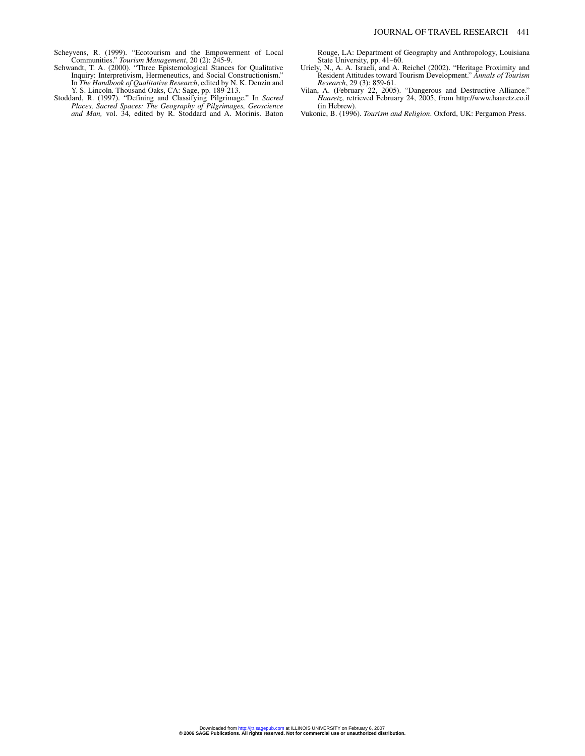Scheyvens, R. (1999). "Ecotourism and the Empowerment of Local Communities." *Tourism Management*, 20 (2): 245-9.

Schwandt, T. A. (2000). "Three Epistemological Stances for Qualitative Inquiry: Interpretivism, Hermeneutics, and Social Constructionism." In *The Handbook of Qualitative Research*, edited by N. K. Denzin and Y. S. Lincoln. Thousand Oaks, CA: Sage, pp. 189-213.

Stoddard, R. (1997). "Defining and Classifying Pilgrimage." In *Sacred Places, Sacred Spaces: The Geography of Pilgrimages, Geoscience and Man,* vol. 34, edited by R. Stoddard and A. Morinis. Baton Rouge, LA: Department of Geography and Anthropology, Louisiana State University, pp. 41–60.

Uriely, N., A. A. Israeli, and A. Reichel (2002). "Heritage Proximity and Resident Attitudes toward Tourism Development." *Annals of Tourism Research*, 29 (3): 859-61.

Vilan, A. (February 22, 2005). "Dangerous and Destructive Alliance." *Haaretz*, retrieved February 24, 2005, from http://www.haaretz.co.il (in Hebrew).

Vukonic, B. (1996). *Tourism and Religion*. Oxford, UK: Pergamon Press.